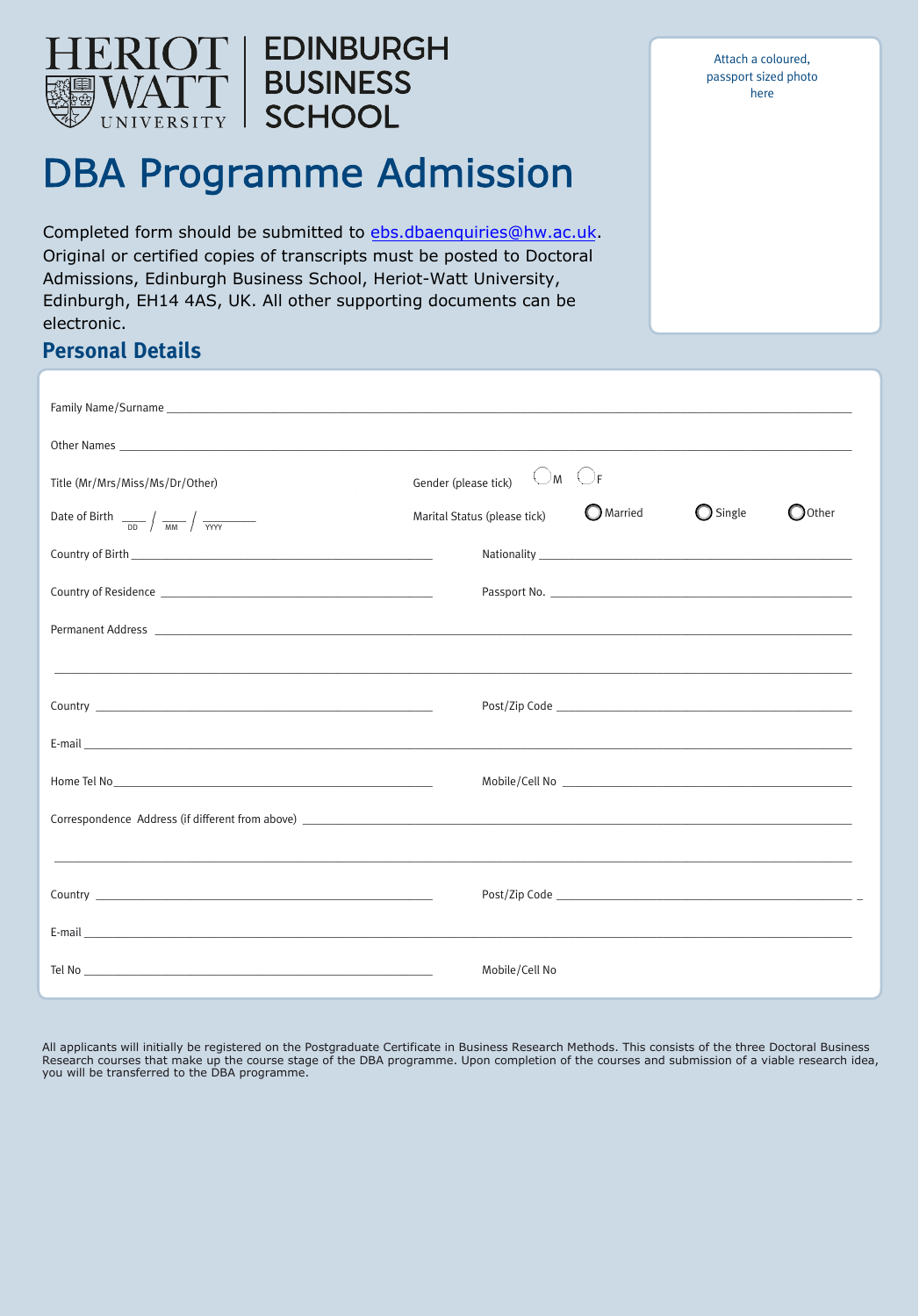HERIOT WATT UNIVERSITY | EDINBURGH BUSINESS SCHOOL

# DBA Programme Admission

Attach a coloured, passport sized photo here

Completed form should be submitted to ebs.dbaenquiries@hw.ac.uk. Original or certified copies of transcripts must be posted to Doctoral Admissions, Edinburgh Business School, Heriot-Watt University, Edinburgh, EH14 4AS, UK. All other supporting documents can be electronic.

## Personal Details

Family Name/Surname ______________________________

Other Names ______________________________

Title (Mr/Mrs/Miss/Ms/Dr/Other) Gender (please tick) ◯ M ◯ F

Date of Birth ___ / ___ / _____ (DD / MM / YYYY) Marital Status (please tick) ◯ Married ◯ Single ◯ Other

Country of Birth ______________________ Nationality ______________________

Country of Residence ______________________ Passport No. ______________________

Permanent Address ______________________________

______________________________

Country ______________________ Post/Zip Code ______________________

E-mail ______________________________

Home Tel No ______________________ Mobile/Cell No ______________________

Correspondence Address (if different from above) ______________________________

______________________________

Country ______________________ Post/Zip Code ______________________

E-mail ______________________________

Tel No ______________________ Mobile/Cell No

All applicants will initially be registered on the Postgraduate Certificate in Business Research Methods. This consists of the three Doctoral Business Research courses that make up the course stage of the DBA programme. Upon completion of the courses and submission of a viable research idea, you will be transferred to the DBA programme.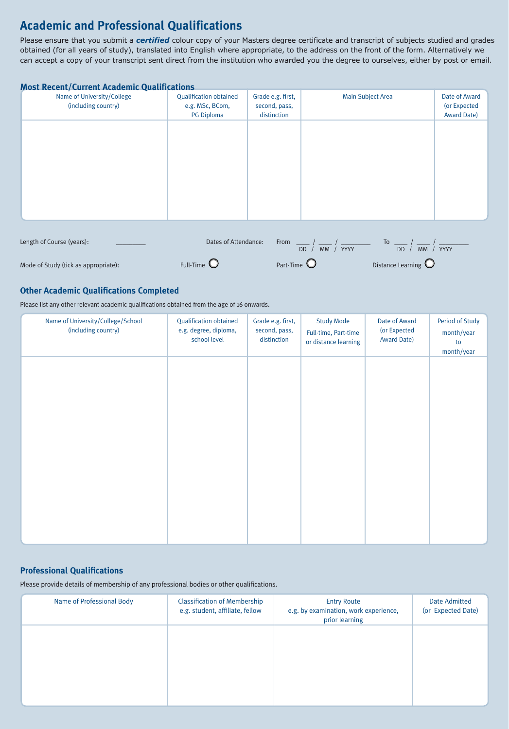# Academic and Professional Qualifications

Please ensure that you submit a ***certified*** colour copy of your Masters degree certificate and transcript of subjects studied and grades obtained (for all years of study), translated into English where appropriate, to the address on the front of the form. Alternatively we can accept a copy of your transcript sent direct from the institution who awarded you the degree to ourselves, either by post or email.

## Most Recent/Current Academic Qualifications

| Name of University/College (including country) | Qualification obtained e.g. MSc, BCom, PG Diploma | Grade e.g. first, second, pass, distinction | Main Subject Area | Date of Award (or Expected Award Date) |
|---|---|---|---|---|
| | | | | |

Length of Course (years): ________

Dates of Attendance: From ___ / ___ / ______ (DD / MM / YYYY) To ___ / ___ / ______ (DD / MM / YYYY)

Mode of Study (tick as appropriate): Full-Time ○ Part-Time ○ Distance Learning ○

## Other Academic Qualifications Completed

Please list any other relevant academic qualifications obtained from the age of 16 onwards.

| Name of University/College/School (including country) | Qualification obtained e.g. degree, diploma, school level | Grade e.g. first, second, pass, distinction | Study Mode Full-time, Part-time or distance learning | Date of Award (or Expected Award Date) | Period of Study month/year to month/year |
|---|---|---|---|---|---|
| | | | | | |

## Professional Qualifications

Please provide details of membership of any professional bodies or other qualifications.

| Name of Professional Body | Classification of Membership e.g. student, affiliate, fellow | Entry Route e.g. by examination, work experience, prior learning | Date Admitted (or Expected Date) |
|---|---|---|---|
| | | | |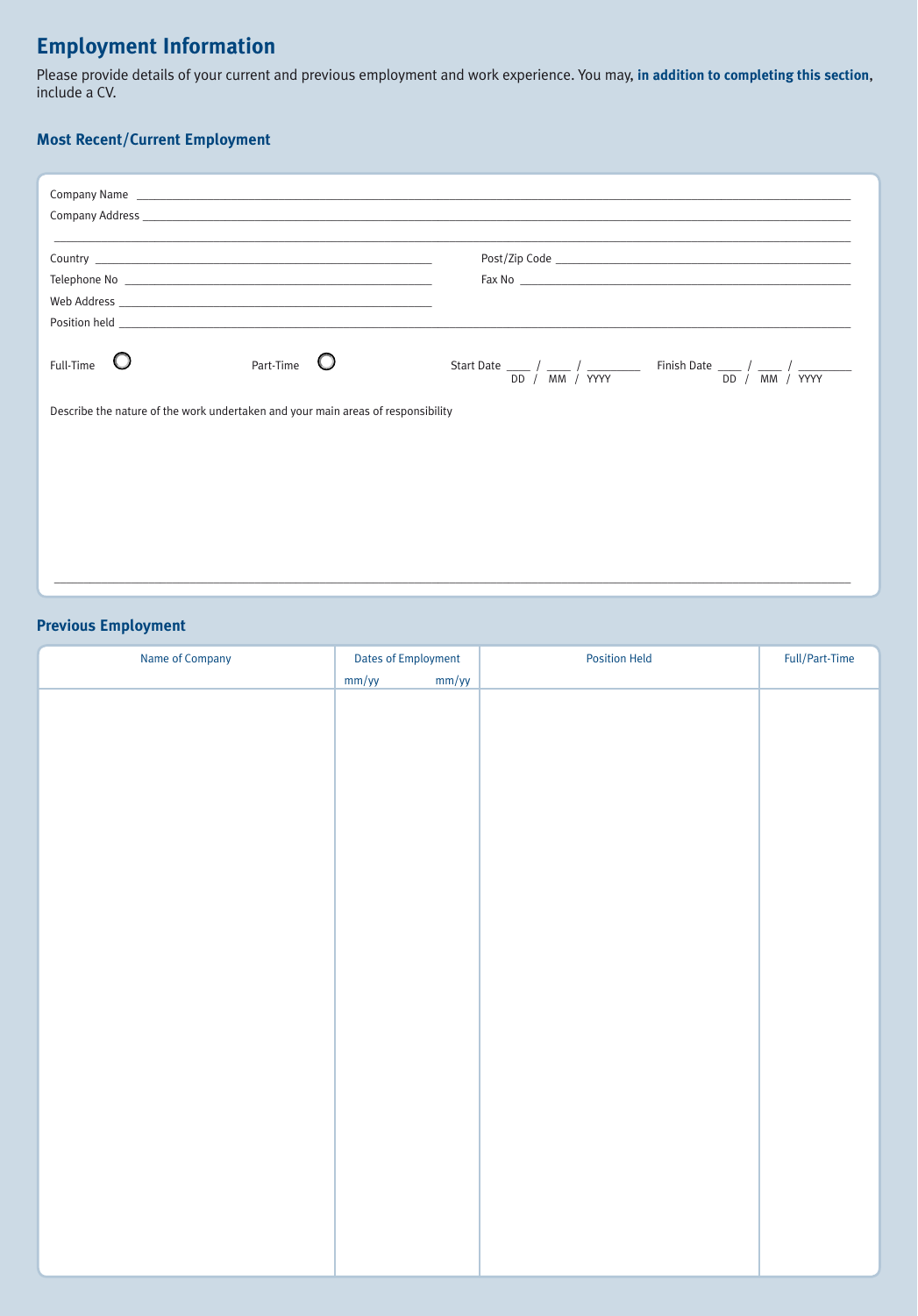# Employment Information

Please provide details of your current and previous employment and work experience. You may, **in addition to completing this section**, include a CV.

### Most Recent/Current Employment

Company Name \_\_\_\_\_\_\_\_\_\_\_\_\_\_\_\_\_\_\_\_\_\_\_\_\_\_\_\_\_\_\_\_\_\_\_\_\_\_\_\_

Company Address \_\_\_\_\_\_\_\_\_\_\_\_\_\_\_\_\_\_\_\_\_\_\_\_\_\_\_\_\_\_\_\_\_\_\_\_\_\_\_\_

\_\_\_\_\_\_\_\_\_\_\_\_\_\_\_\_\_\_\_\_\_\_\_\_\_\_\_\_\_\_\_\_\_\_\_\_\_\_\_\_

Country \_\_\_\_\_\_\_\_\_\_\_\_\_\_\_\_\_\_\_\_ Post/Zip Code \_\_\_\_\_\_\_\_\_\_\_\_\_\_\_\_\_\_\_\_

Telephone No \_\_\_\_\_\_\_\_\_\_\_\_\_\_\_\_\_\_\_\_ Fax No \_\_\_\_\_\_\_\_\_\_\_\_\_\_\_\_\_\_\_\_

Web Address \_\_\_\_\_\_\_\_\_\_\_\_\_\_\_\_\_\_\_\_

Position held \_\_\_\_\_\_\_\_\_\_\_\_\_\_\_\_\_\_\_\_\_\_\_\_\_\_\_\_\_\_\_\_\_\_\_\_\_\_\_\_

Full-Time ◯ Part-Time ◯ Start Date \_\_\_\_ / \_\_\_\_ / \_\_\_\_\_\_\_\_ (DD / MM / YYYY) Finish Date \_\_\_\_ / \_\_\_\_ / \_\_\_\_\_\_\_\_ (DD / MM / YYYY)

Describe the nature of the work undertaken and your main areas of responsibility

\_\_\_\_\_\_\_\_\_\_\_\_\_\_\_\_\_\_\_\_\_\_\_\_\_\_\_\_\_\_\_\_\_\_\_\_\_\_\_\_

### Previous Employment

| Name of Company | Dates of Employment mm/yy mm/yy | Position Held | Full/Part-Time |
|---|---|---|---|
| | | | |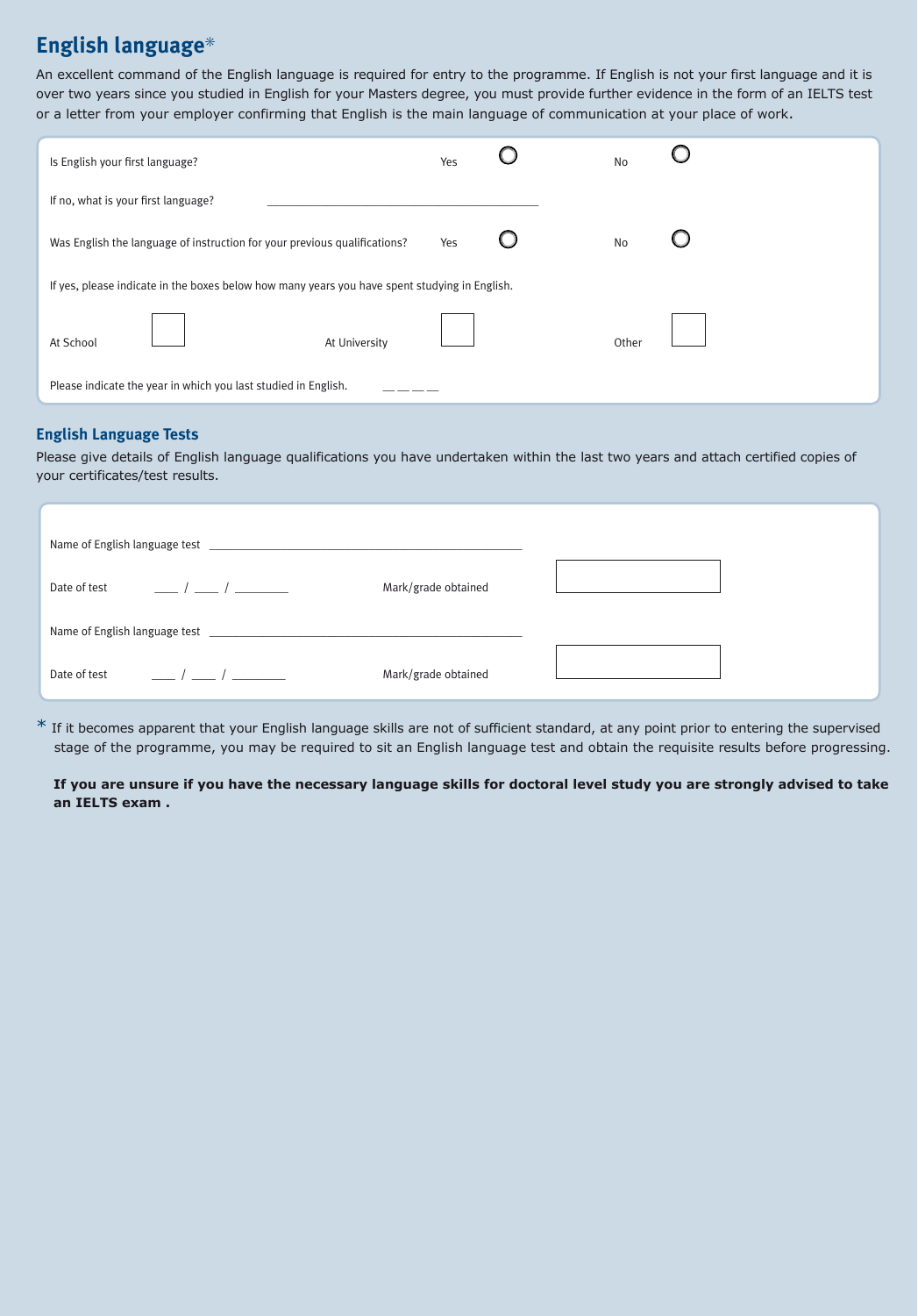## English language*

An excellent command of the English language is required for entry to the programme. If English is not your first language and it is over two years since you studied in English for your Masters degree, you must provide further evidence in the form of an IELTS test or a letter from your employer confirming that English is the main language of communication at your place of work.

Is English your first language? Yes ◯ No ◯

If no, what is your first language? ______________________________

Was English the language of instruction for your previous qualifications? Yes ◯ No ◯

If yes, please indicate in the boxes below how many years you have spent studying in English.

At School ☐ At University ☐ Other ☐

Please indicate the year in which you last studied in English. _ _ _ _

### English Language Tests

Please give details of English language qualifications you have undertaken within the last two years and attach certified copies of your certificates/test results.

Name of English language test ______________________________

Date of test ___ / ___ / ______ Mark/grade obtained ☐

Name of English language test ______________________________

Date of test ___ / ___ / ______ Mark/grade obtained ☐

* If it becomes apparent that your English language skills are not of sufficient standard, at any point prior to entering the supervised stage of the programme, you may be required to sit an English language test and obtain the requisite results before progressing.

**If you are unsure if you have the necessary language skills for doctoral level study you are strongly advised to take an IELTS exam .**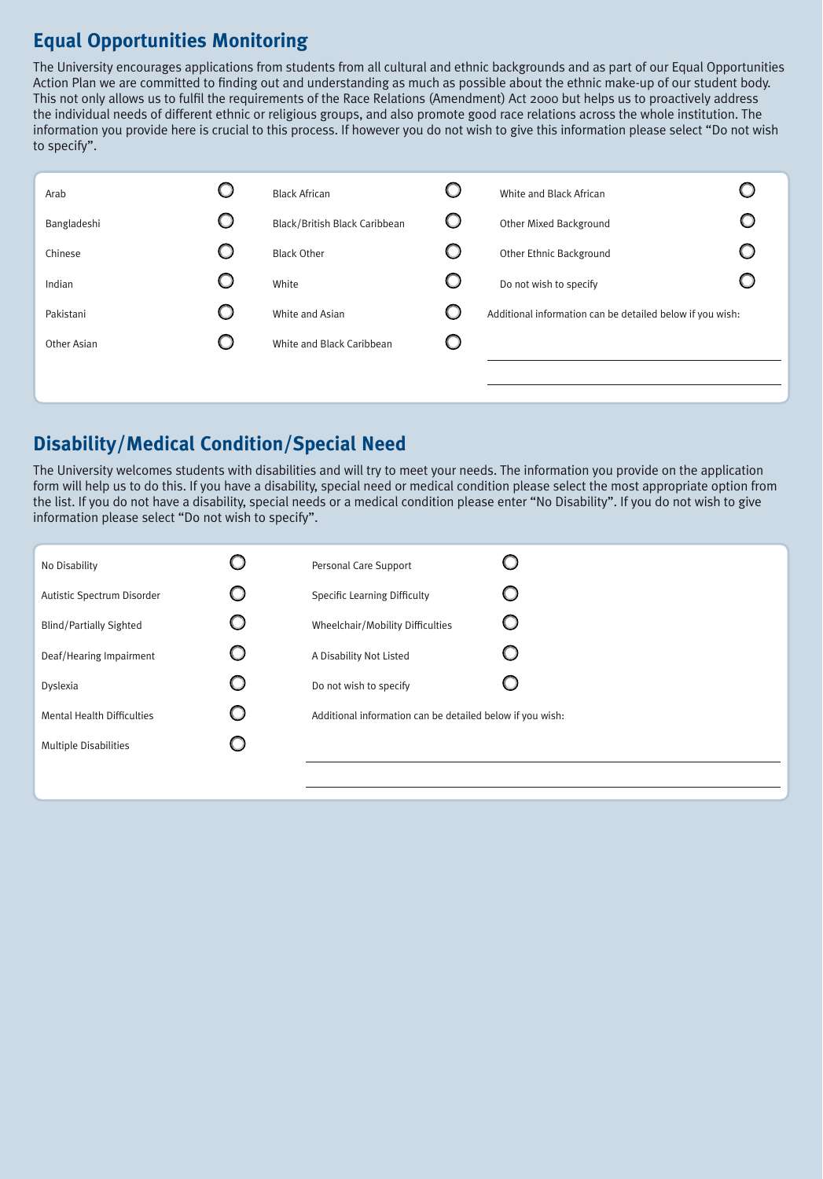## Equal Opportunities Monitoring

The University encourages applications from students from all cultural and ethnic backgrounds and as part of our Equal Opportunities Action Plan we are committed to finding out and understanding as much as possible about the ethnic make-up of our student body. This not only allows us to fulfil the requirements of the Race Relations (Amendment) Act 2000 but helps us to proactively address the individual needs of different ethnic or religious groups, and also promote good race relations across the whole institution. The information you provide here is crucial to this process. If however you do not wish to give this information please select "Do not wish to specify".

- ○ Arab
- ○ Bangladeshi
- ○ Chinese
- ○ Indian
- ○ Pakistani
- ○ Other Asian
- ○ Black African
- ○ Black/British Black Caribbean
- ○ Black Other
- ○ White
- ○ White and Asian
- ○ White and Black Caribbean
- ○ White and Black African
- ○ Other Mixed Background
- ○ Other Ethnic Background
- ○ Do not wish to specify

Additional information can be detailed below if you wish:

______________________________________

______________________________________

## Disability/Medical Condition/Special Need

The University welcomes students with disabilities and will try to meet your needs. The information you provide on the application form will help us to do this. If you have a disability, special need or medical condition please select the most appropriate option from the list. If you do not have a disability, special needs or a medical condition please enter "No Disability". If you do not wish to give information please select "Do not wish to specify".

- ○ No Disability
- ○ Autistic Spectrum Disorder
- ○ Blind/Partially Sighted
- ○ Deaf/Hearing Impairment
- ○ Dyslexia
- ○ Mental Health Difficulties
- ○ Multiple Disabilities
- ○ Personal Care Support
- ○ Specific Learning Difficulty
- ○ Wheelchair/Mobility Difficulties
- ○ A Disability Not Listed
- ○ Do not wish to specify

Additional information can be detailed below if you wish:

______________________________________

______________________________________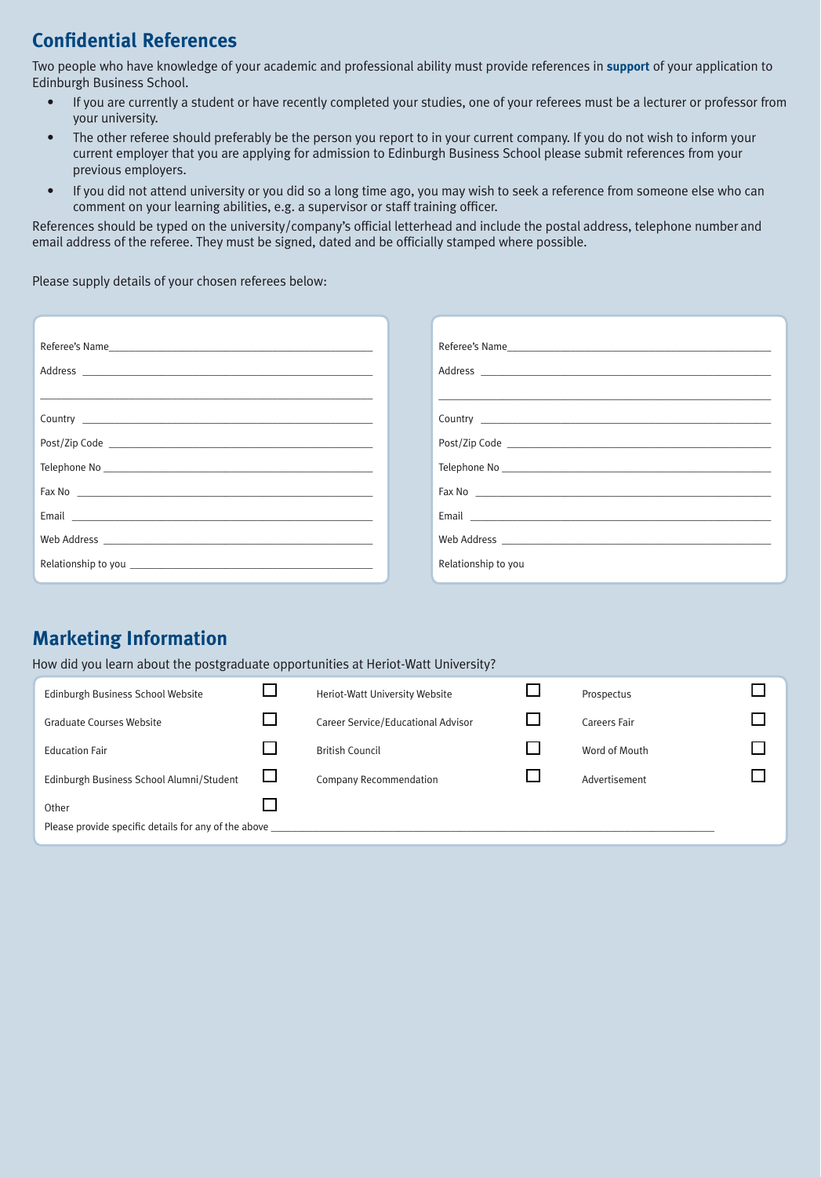## Confidential References

Two people who have knowledge of your academic and professional ability must provide references in **support** of your application to Edinburgh Business School.

- If you are currently a student or have recently completed your studies, one of your referees must be a lecturer or professor from your university.
- The other referee should preferably be the person you report to in your current company. If you do not wish to inform your current employer that you are applying for admission to Edinburgh Business School please submit references from your previous employers.
- If you did not attend university or you did so a long time ago, you may wish to seek a reference from someone else who can comment on your learning abilities, e.g. a supervisor or staff training officer.

References should be typed on the university/company's official letterhead and include the postal address, telephone number and email address of the referee. They must be signed, dated and be officially stamped where possible.

Please supply details of your chosen referees below:

Referee's Name \_\_\_\_\_\_\_\_\_\_\_\_\_\_\_\_\_\_\_\_\_\_\_\_\_\_\_\_\_\_

Address \_\_\_\_\_\_\_\_\_\_\_\_\_\_\_\_\_\_\_\_\_\_\_\_\_\_\_\_\_\_

\_\_\_\_\_\_\_\_\_\_\_\_\_\_\_\_\_\_\_\_\_\_\_\_\_\_\_\_\_\_

Country \_\_\_\_\_\_\_\_\_\_\_\_\_\_\_\_\_\_\_\_\_\_\_\_\_\_\_\_\_\_

Post/Zip Code \_\_\_\_\_\_\_\_\_\_\_\_\_\_\_\_\_\_\_\_\_\_\_\_\_\_\_\_\_\_

Telephone No \_\_\_\_\_\_\_\_\_\_\_\_\_\_\_\_\_\_\_\_\_\_\_\_\_\_\_\_\_\_

Fax No \_\_\_\_\_\_\_\_\_\_\_\_\_\_\_\_\_\_\_\_\_\_\_\_\_\_\_\_\_\_

Email \_\_\_\_\_\_\_\_\_\_\_\_\_\_\_\_\_\_\_\_\_\_\_\_\_\_\_\_\_\_

Web Address \_\_\_\_\_\_\_\_\_\_\_\_\_\_\_\_\_\_\_\_\_\_\_\_\_\_\_\_\_\_

Relationship to you \_\_\_\_\_\_\_\_\_\_\_\_\_\_\_\_\_\_\_\_\_\_\_\_\_\_\_\_\_\_

Referee's Name \_\_\_\_\_\_\_\_\_\_\_\_\_\_\_\_\_\_\_\_\_\_\_\_\_\_\_\_\_\_

Address \_\_\_\_\_\_\_\_\_\_\_\_\_\_\_\_\_\_\_\_\_\_\_\_\_\_\_\_\_\_

\_\_\_\_\_\_\_\_\_\_\_\_\_\_\_\_\_\_\_\_\_\_\_\_\_\_\_\_\_\_

Country \_\_\_\_\_\_\_\_\_\_\_\_\_\_\_\_\_\_\_\_\_\_\_\_\_\_\_\_\_\_

Post/Zip Code \_\_\_\_\_\_\_\_\_\_\_\_\_\_\_\_\_\_\_\_\_\_\_\_\_\_\_\_\_\_

Telephone No \_\_\_\_\_\_\_\_\_\_\_\_\_\_\_\_\_\_\_\_\_\_\_\_\_\_\_\_\_\_

Fax No \_\_\_\_\_\_\_\_\_\_\_\_\_\_\_\_\_\_\_\_\_\_\_\_\_\_\_\_\_\_

Email \_\_\_\_\_\_\_\_\_\_\_\_\_\_\_\_\_\_\_\_\_\_\_\_\_\_\_\_\_\_

Web Address \_\_\_\_\_\_\_\_\_\_\_\_\_\_\_\_\_\_\_\_\_\_\_\_\_\_\_\_\_\_

Relationship to you

## Marketing Information

How did you learn about the postgraduate opportunities at Heriot-Watt University?

| | | | | | |
|---|---|---|---|---|---|
| Edinburgh Business School Website | ☐ | Heriot-Watt University Website | ☐ | Prospectus | ☐ |
| Graduate Courses Website | ☐ | Career Service/Educational Advisor | ☐ | Careers Fair | ☐ |
| Education Fair | ☐ | British Council | ☐ | Word of Mouth | ☐ |
| Edinburgh Business School Alumni/Student | ☐ | Company Recommendation | ☐ | Advertisement | ☐ |
| Other | ☐ | | | | |

Please provide specific details for any of the above \_\_\_\_\_\_\_\_\_\_\_\_\_\_\_\_\_\_\_\_\_\_\_\_\_\_\_\_\_\_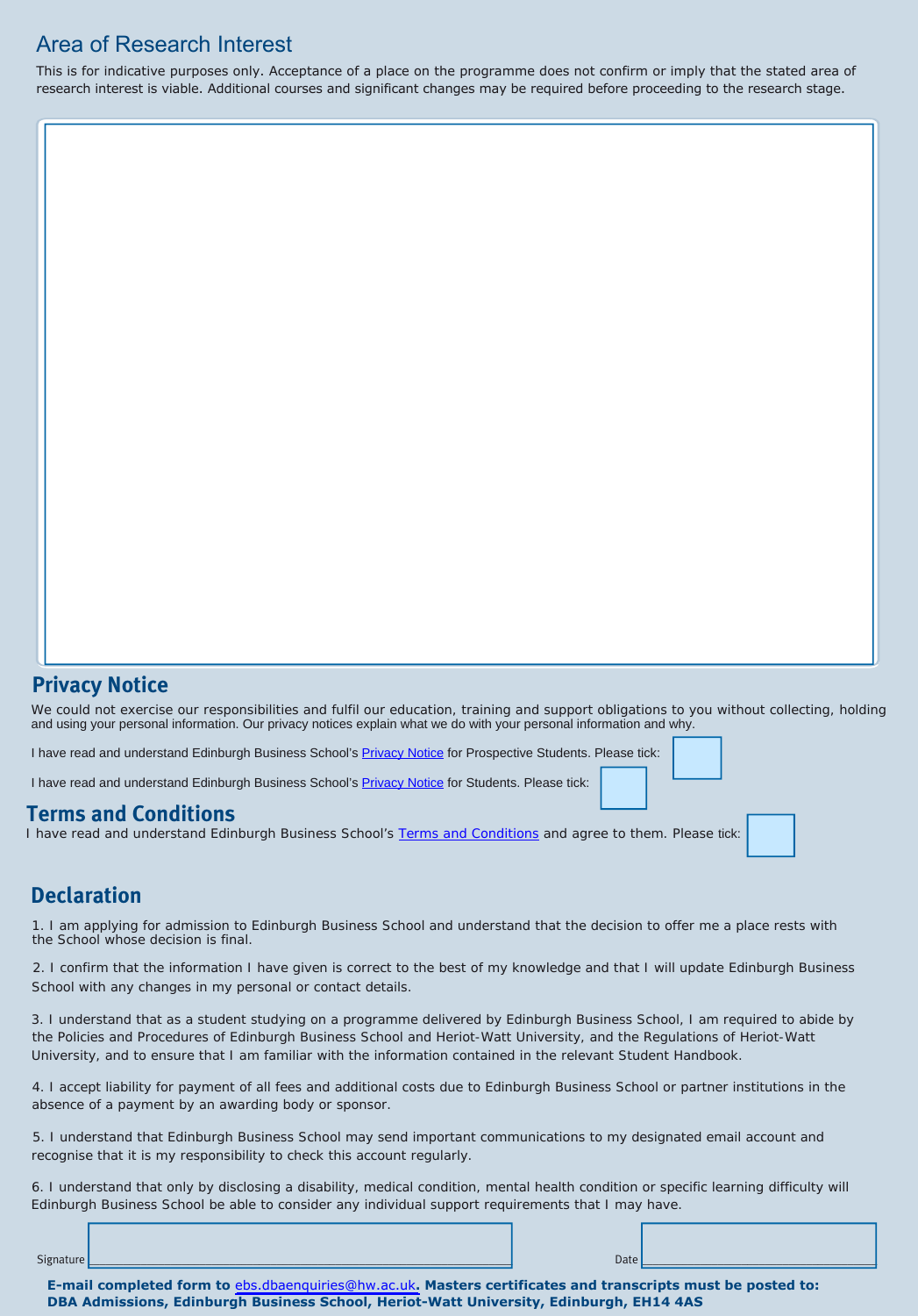## Area of Research Interest

This is for indicative purposes only. Acceptance of a place on the programme does not confirm or imply that the stated area of research interest is viable. Additional courses and significant changes may be required before proceeding to the research stage.

## Privacy Notice

We could not exercise our responsibilities and fulfil our education, training and support obligations to you without collecting, holding and using your personal information. Our privacy notices explain what we do with your personal information and why.

I have read and understand Edinburgh Business School's Privacy Notice for Prospective Students. Please tick:

I have read and understand Edinburgh Business School's Privacy Notice for Students. Please tick:

## Terms and Conditions

I have read and understand Edinburgh Business School's Terms and Conditions and agree to them. Please tick:

## Declaration

1. I am applying for admission to Edinburgh Business School and understand that the decision to offer me a place rests with the School whose decision is final.

2. I confirm that the information I have given is correct to the best of my knowledge and that I will update Edinburgh Business School with any changes in my personal or contact details.

3. I understand that as a student studying on a programme delivered by Edinburgh Business School, I am required to abide by the Policies and Procedures of Edinburgh Business School and Heriot-Watt University, and the Regulations of Heriot-Watt University, and to ensure that I am familiar with the information contained in the relevant Student Handbook.

4. I accept liability for payment of all fees and additional costs due to Edinburgh Business School or partner institutions in the absence of a payment by an awarding body or sponsor.

5. I understand that Edinburgh Business School may send important communications to my designated email account and recognise that it is my responsibility to check this account regularly.

6. I understand that only by disclosing a disability, medical condition, mental health condition or specific learning difficulty will Edinburgh Business School be able to consider any individual support requirements that I may have.

Signature

Date

**E-mail completed form to ebs.dbaenquiries@hw.ac.uk. Masters certificates and transcripts must be posted to: DBA Admissions, Edinburgh Business School, Heriot-Watt University, Edinburgh, EH14 4AS**